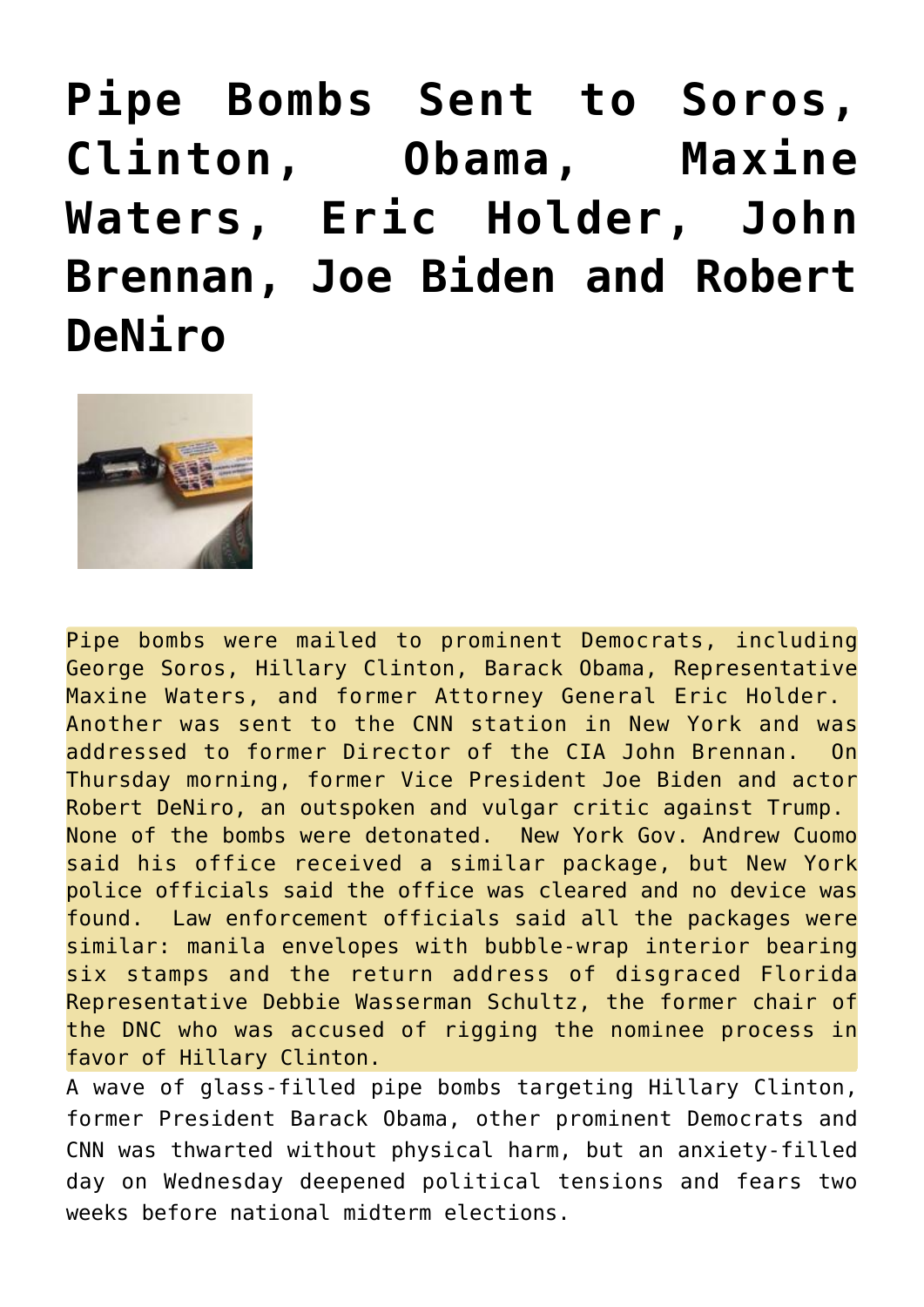# Pipe Bombs Sent to Soros, Clinton, Obama, Maxine Waters, Eric Holder, John Brennan, Joe Biden and Robert DeNiro

Pipe bombs were mailed to prominent Democrats, including George Soros, Hillary Clinton, Barack Obama, Representative Maxine Waters, and former Attorney General Eric Holder. Another was sent to the CNN station in New York and was addressed to former Director of the CIA John Brennan. On Thursday morning, former Vice President Joe Biden and actor Robert DeNiro, an outspoken and vulgar critic against Trump. None of the bombs were detonated. New York Gov. Andrew Cuomo said his office received a similar package, but New York police officials said the office was cleared and no device was found. Law enforcement officials said all the packages were similar: manila envelopes with bubble-wrap interior bearing six stamps and the return address of disgraced Florida Representative Debbie Wasserman Schultz, the former chair of the DNC who was accused of rigging the nominee process in favor of Hillary Clinton.

A wave of glass-filled pipe bombs targeting Hillary Clinton, former President Barack Obama, other prominent Democrats and CNN was thwarted without physical harm, but an anxiety-filled day on Wednesday deepened political tensions and fears two weeks before national midterm elections.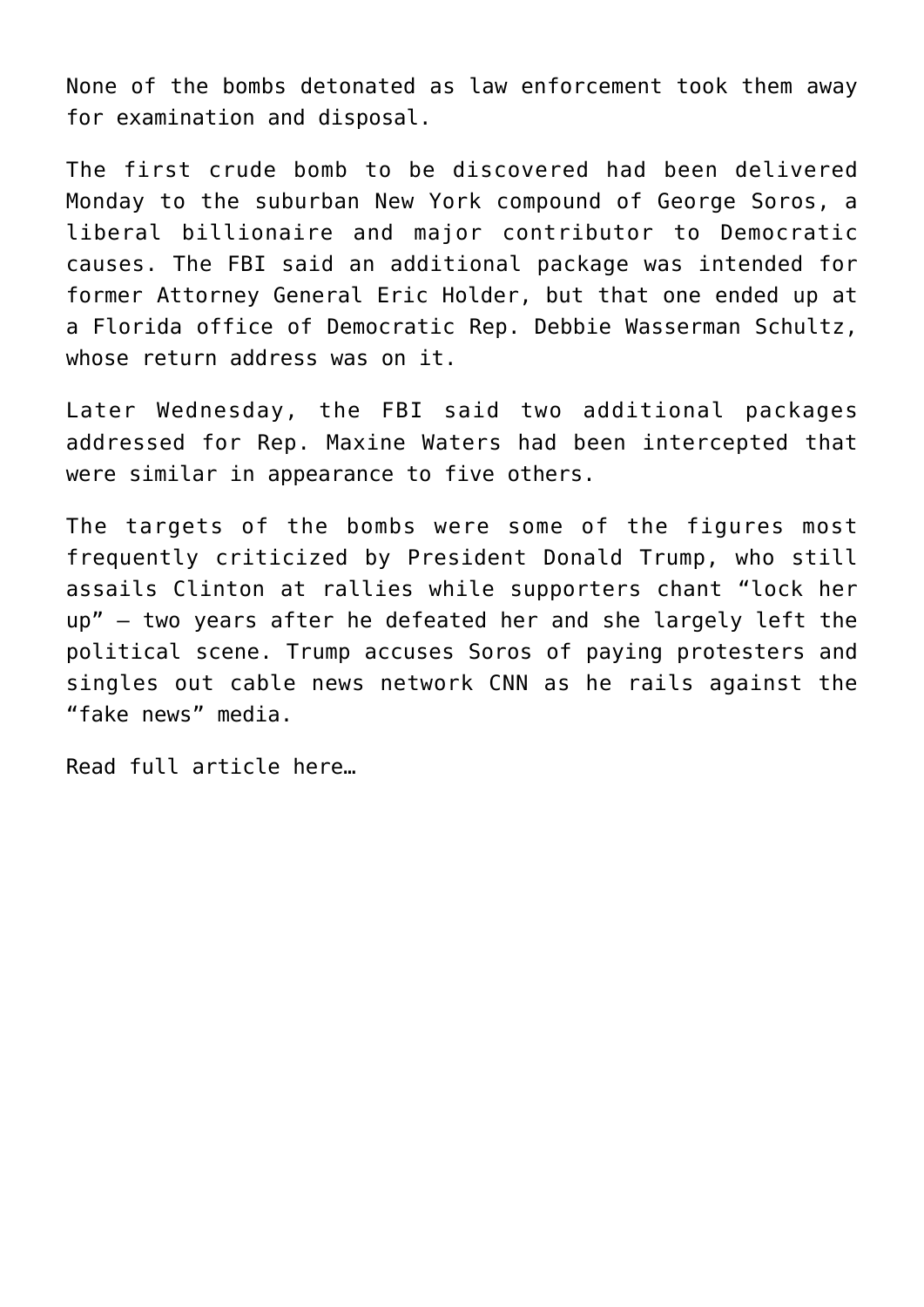None of the bombs detonated as law enforcement took them away for examination and disposal.

The first crude bomb to be discovered had been delivered Monday to the suburban New York compound of George Soros, a liberal billionaire and major contributor to Democratic causes. The FBI said an additional package was intended for former Attorney General Eric Holder, but that one ended up at a Florida office of Democratic Rep. Debbie Wasserman Schultz, whose return address was on it.

Later Wednesday, the FBI said two additional packages addressed for Rep. Maxine Waters had been intercepted that were similar in appearance to five others.

The targets of the bombs were some of the figures most frequently criticized by President Donald Trump, who still assails Clinton at rallies while supporters chant "lock her up" — two years after he defeated her and she largely left the political scene. Trump accuses Soros of paying protesters and singles out cable news network CNN as he rails against the "fake news" media.

Read full article here…